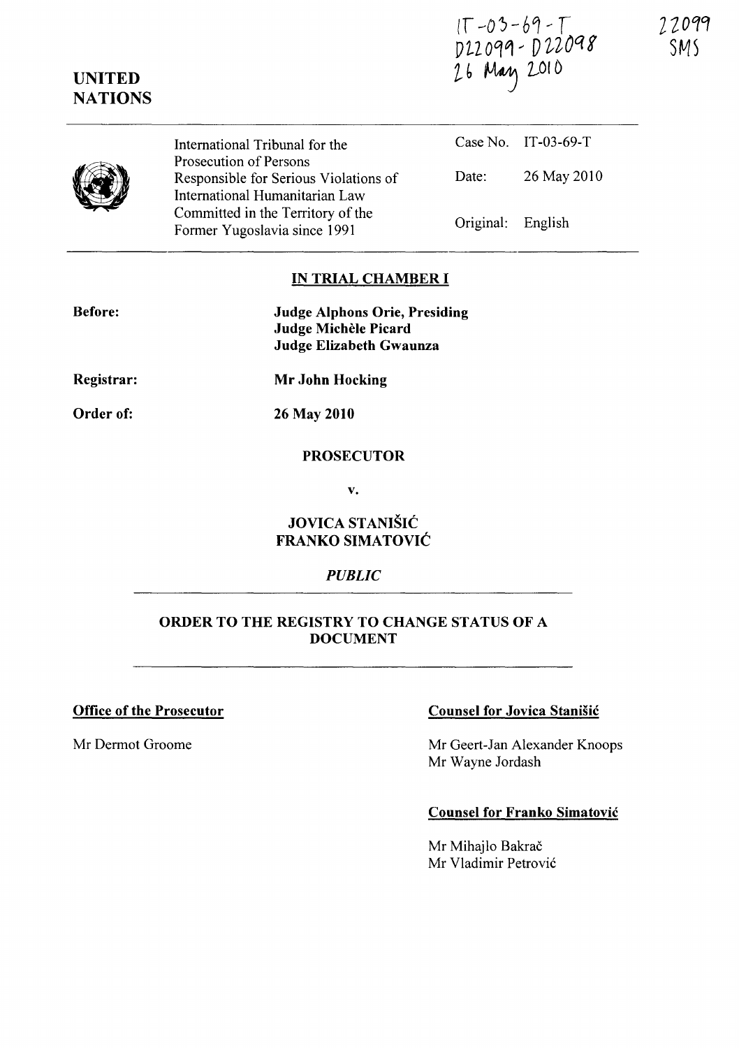IT-03-69-T
D22099 - D22098
26 May 2010

22099
SMS

**UNITED NATIONS**

| | | |
|---|---|---|
| International Tribunal for the Prosecution of Persons Responsible for Serious Violations of International Humanitarian Law Committed in the Territory of the Former Yugoslavia since 1991 | Case No. | IT-03-69-T |
| | Date: | 26 May 2010 |
| | Original: | English |

## IN TRIAL CHAMBER I

**Before:** **Judge Alphons Orie, Presiding**
**Judge Michèle Picard**
**Judge Elizabeth Gwaunza**

**Registrar:** **Mr John Hocking**

**Order of:** **26 May 2010**

**PROSECUTOR**

**v.**

**JOVICA STANIŠIĆ**
**FRANKO SIMATOVIĆ**

*PUBLIC*

## ORDER TO THE REGISTRY TO CHANGE STATUS OF A DOCUMENT

**Office of the Prosecutor**

Mr Dermot Groome

**Counsel for Jovica Stanišić**

Mr Geert-Jan Alexander Knoops
Mr Wayne Jordash

**Counsel for Franko Simatović**

Mr Mihajlo Bakrač
Mr Vladimir Petrović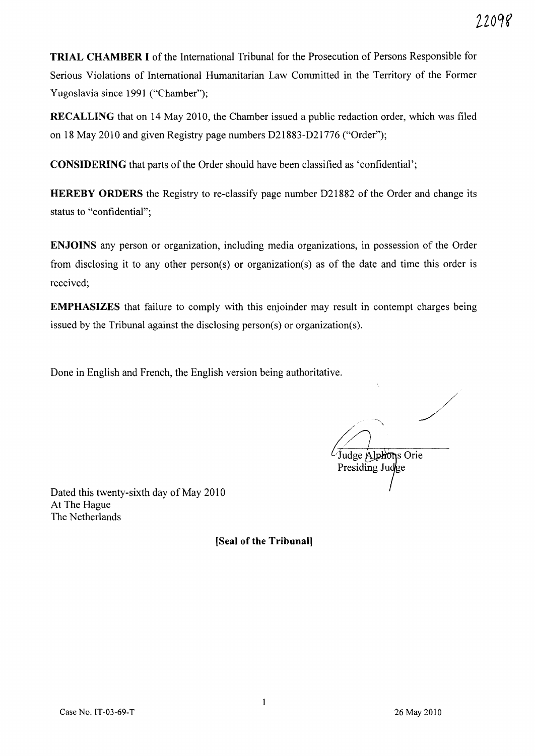**TRIAL CHAMBER I** of the International Tribunal for the Prosecution of Persons Responsible for Serious Violations of International Humanitarian Law Committed in the Territory of the Former Yugoslavia since 1991 ("Chamber");

**RECALLING** that on 14 May 2010, the Chamber issued a public redaction order, which was filed on 18 May 2010 and given Registry page numbers D21883-D21776 ("Order");

**CONSIDERING** that parts of the Order should have been classified as 'confidential';

**HEREBY ORDERS** the Registry to re-classify page number D21882 of the Order and change its status to "confidential";

**ENJOINS** any person or organization, including media organizations, in possession of the Order from disclosing it to any other person(s) or organization(s) as of the date and time this order is received;

**EMPHASIZES** that failure to comply with this enjoinder may result in contempt charges being issued by the Tribunal against the disclosing person(s) or organization(s).

Done in English and French, the English version being authoritative.

Judge Alphons Orie
Presiding Judge

Dated this twenty-sixth day of May 2010
At The Hague
The Netherlands

**[Seal of the Tribunal]**